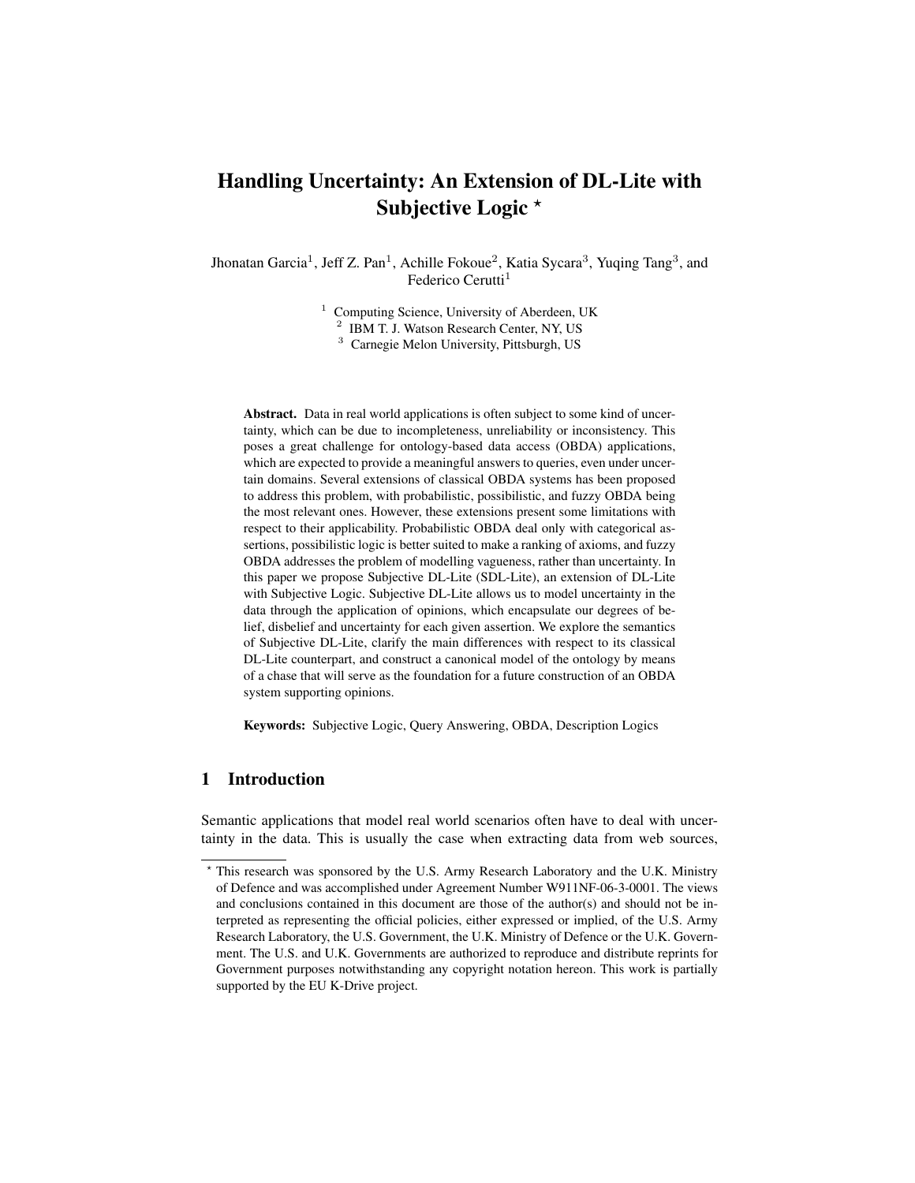# Handling Uncertainty: An Extension of DL-Lite with Subjective Logic *

Jhonatan Garcia[1], Jeff Z. Pan[1], Achille Fokoue[2], Katia Sycara[3], Yuqing Tang[3], and Federico Cerutti[1]

[1] Computing Science, University of Aberdeen, UK
[2] IBM T. J. Watson Research Center, NY, US
[3] Carnegie Melon University, Pittsburgh, US

**Abstract.** Data in real world applications is often subject to some kind of uncertainty, which can be due to incompleteness, unreliability or inconsistency. This poses a great challenge for ontology-based data access (OBDA) applications, which are expected to provide a meaningful answers to queries, even under uncertain domains. Several extensions of classical OBDA systems has been proposed to address this problem, with probabilistic, possibilistic, and fuzzy OBDA being the most relevant ones. However, these extensions present some limitations with respect to their applicability. Probabilistic OBDA deal only with categorical assertions, possibilistic logic is better suited to make a ranking of axioms, and fuzzy OBDA addresses the problem of modelling vagueness, rather than uncertainty. In this paper we propose Subjective DL-Lite (SDL-Lite), an extension of DL-Lite with Subjective Logic. Subjective DL-Lite allows us to model uncertainty in the data through the application of opinions, which encapsulate our degrees of belief, disbelief and uncertainty for each given assertion. We explore the semantics of Subjective DL-Lite, clarify the main differences with respect to its classical DL-Lite counterpart, and construct a canonical model of the ontology by means of a chase that will serve as the foundation for a future construction of an OBDA system supporting opinions.

**Keywords:** Subjective Logic, Query Answering, OBDA, Description Logics

## 1 Introduction

Semantic applications that model real world scenarios often have to deal with uncertainty in the data. This is usually the case when extracting data from web sources,

* This research was sponsored by the U.S. Army Research Laboratory and the U.K. Ministry of Defence and was accomplished under Agreement Number W911NF-06-3-0001. The views and conclusions contained in this document are those of the author(s) and should not be interpreted as representing the official policies, either expressed or implied, of the U.S. Army Research Laboratory, the U.S. Government, the U.K. Ministry of Defence or the U.K. Government. The U.S. and U.K. Governments are authorized to reproduce and distribute reprints for Government purposes notwithstanding any copyright notation hereon. This work is partially supported by the EU K-Drive project.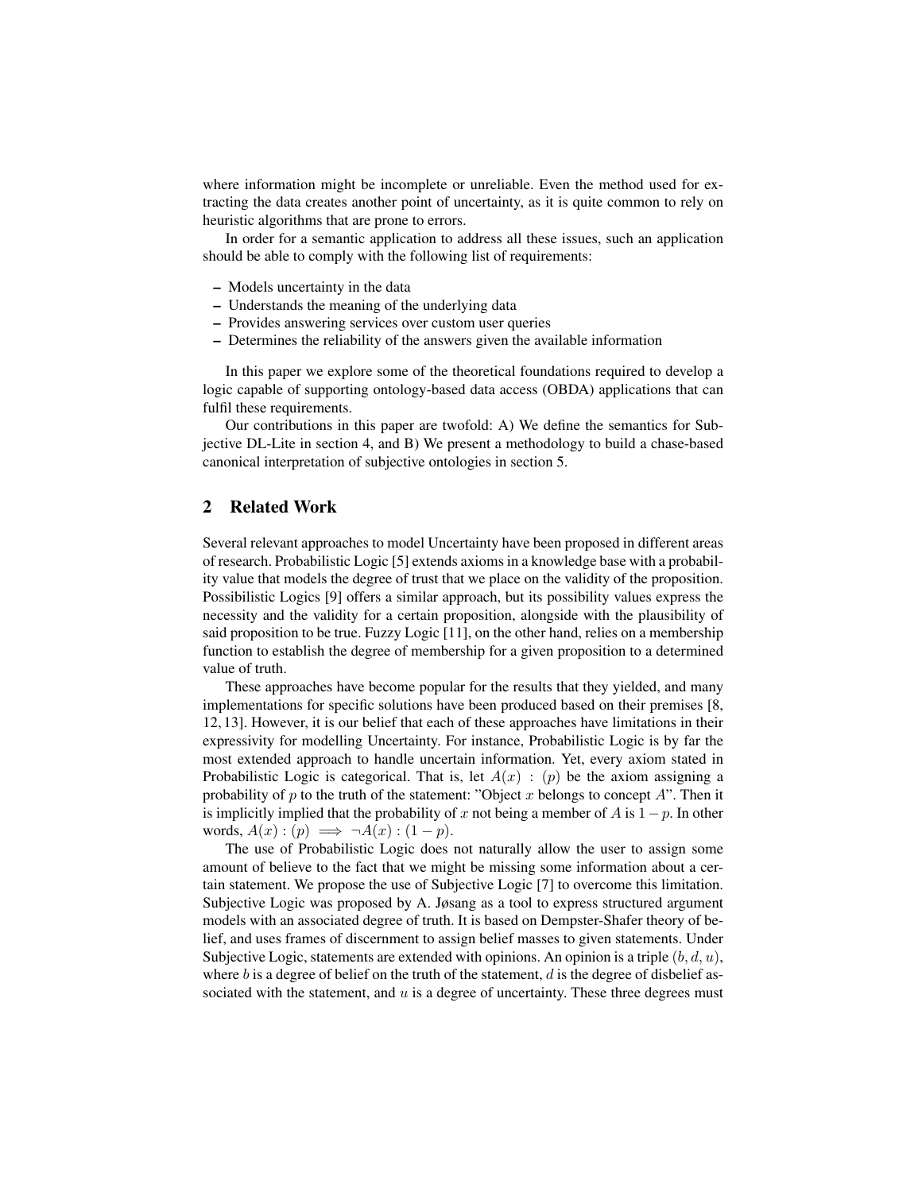where information might be incomplete or unreliable. Even the method used for extracting the data creates another point of uncertainty, as it is quite common to rely on heuristic algorithms that are prone to errors.

In order for a semantic application to address all these issues, such an application should be able to comply with the following list of requirements:

- Models uncertainty in the data
- Understands the meaning of the underlying data
- Provides answering services over custom user queries
- Determines the reliability of the answers given the available information

In this paper we explore some of the theoretical foundations required to develop a logic capable of supporting ontology-based data access (OBDA) applications that can fulfil these requirements.

Our contributions in this paper are twofold: A) We define the semantics for Subjective DL-Lite in section 4, and B) We present a methodology to build a chase-based canonical interpretation of subjective ontologies in section 5.

## 2 Related Work

Several relevant approaches to model Uncertainty have been proposed in different areas of research. Probabilistic Logic [5] extends axioms in a knowledge base with a probability value that models the degree of trust that we place on the validity of the proposition. Possibilistic Logics [9] offers a similar approach, but its possibility values express the necessity and the validity for a certain proposition, alongside with the plausibility of said proposition to be true. Fuzzy Logic [11], on the other hand, relies on a membership function to establish the degree of membership for a given proposition to a determined value of truth.

These approaches have become popular for the results that they yielded, and many implementations for specific solutions have been produced based on their premises [8, 12, 13]. However, it is our belief that each of these approaches have limitations in their expressivity for modelling Uncertainty. For instance, Probabilistic Logic is by far the most extended approach to handle uncertain information. Yet, every axiom stated in Probabilistic Logic is categorical. That is, let $A(x) : (p)$ be the axiom assigning a probability of $p$ to the truth of the statement: "Object $x$ belongs to concept $A$". Then it is implicitly implied that the probability of $x$ not being a member of $A$ is $1 - p$. In other words, $A(x) : (p) \implies \neg A(x) : (1 - p)$.

The use of Probabilistic Logic does not naturally allow the user to assign some amount of believe to the fact that we might be missing some information about a certain statement. We propose the use of Subjective Logic [7] to overcome this limitation. Subjective Logic was proposed by A. Jøsang as a tool to express structured argument models with an associated degree of truth. It is based on Dempster-Shafer theory of belief, and uses frames of discernment to assign belief masses to given statements. Under Subjective Logic, statements are extended with opinions. An opinion is a triple $(b, d, u)$, where $b$ is a degree of belief on the truth of the statement, $d$ is the degree of disbelief associated with the statement, and $u$ is a degree of uncertainty. These three degrees must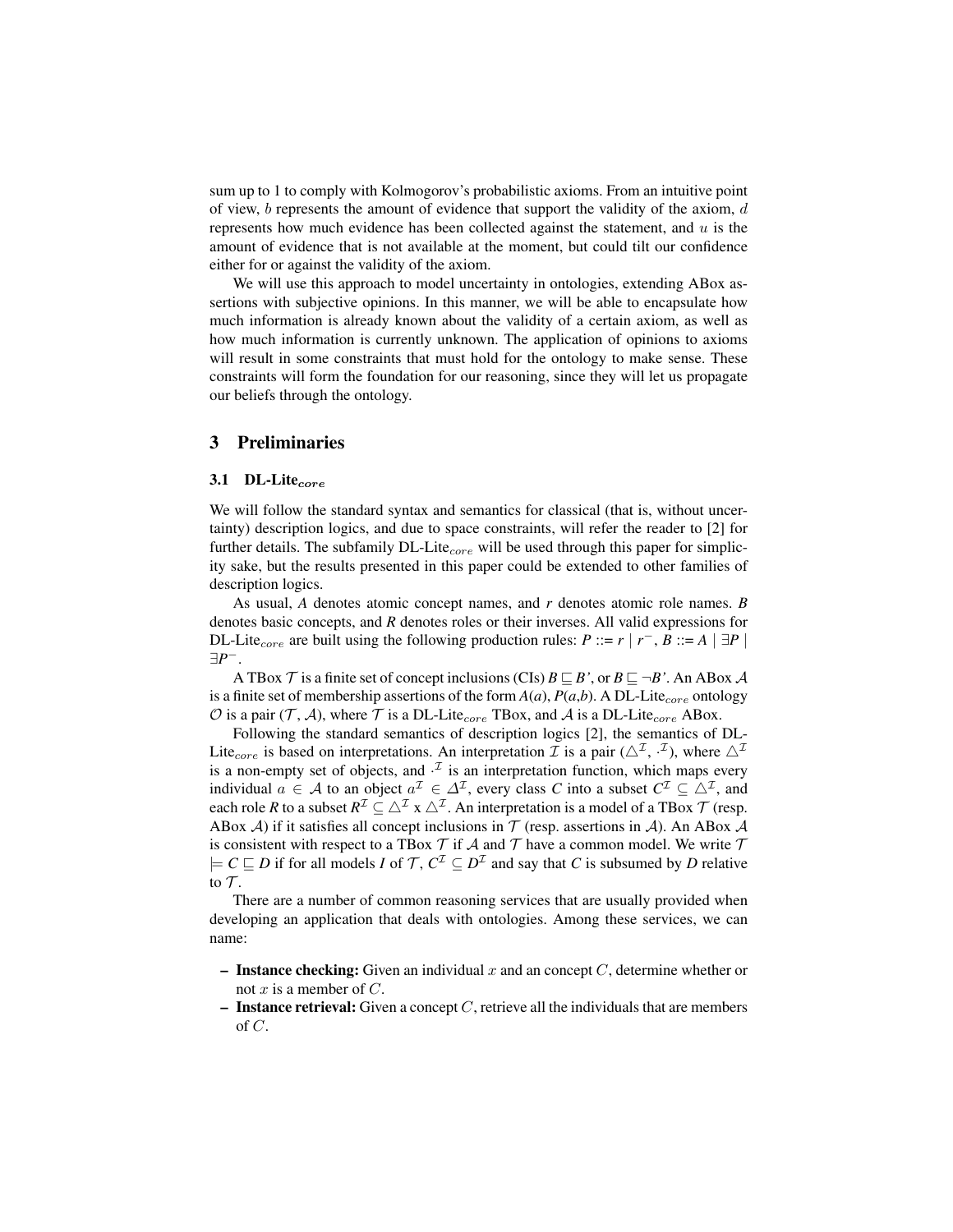sum up to 1 to comply with Kolmogorov's probabilistic axioms. From an intuitive point of view, $b$ represents the amount of evidence that support the validity of the axiom, $d$ represents how much evidence has been collected against the statement, and $u$ is the amount of evidence that is not available at the moment, but could tilt our confidence either for or against the validity of the axiom.

We will use this approach to model uncertainty in ontologies, extending ABox assertions with subjective opinions. In this manner, we will be able to encapsulate how much information is already known about the validity of a certain axiom, as well as how much information is currently unknown. The application of opinions to axioms will result in some constraints that must hold for the ontology to make sense. These constraints will form the foundation for our reasoning, since they will let us propagate our beliefs through the ontology.

## 3 Preliminaries

### 3.1 DL-Lite$_{core}$

We will follow the standard syntax and semantics for classical (that is, without uncertainty) description logics, and due to space constraints, will refer the reader to [2] for further details. The subfamily DL-Lite$_{core}$ will be used through this paper for simplicity sake, but the results presented in this paper could be extended to other families of description logics.

As usual, *A* denotes atomic concept names, and *r* denotes atomic role names. *B* denotes basic concepts, and *R* denotes roles or their inverses. All valid expressions for DL-Lite$_{core}$ are built using the following production rules: $P ::= r \mid r^{-}$, $B ::= A \mid \exists P \mid \exists P^{-}$.

A TBox $\mathcal{T}$ is a finite set of concept inclusions (CIs) $B \sqsubseteq B'$, or $B \sqsubseteq \neg B'$. An ABox $\mathcal{A}$ is a finite set of membership assertions of the form *A*(*a*), *P*(*a*,*b*). A DL-Lite$_{core}$ ontology $\mathcal{O}$ is a pair ($\mathcal{T}$, $\mathcal{A}$), where $\mathcal{T}$ is a DL-Lite$_{core}$ TBox, and $\mathcal{A}$ is a DL-Lite$_{core}$ ABox.

Following the standard semantics of description logics [2], the semantics of DL-Lite$_{core}$ is based on interpretations. An interpretation $\mathcal{I}$ is a pair $(\triangle^{\mathcal{I}}, \cdot^{\mathcal{I}})$, where $\triangle^{\mathcal{I}}$ is a non-empty set of objects, and $\cdot^{\mathcal{I}}$ is an interpretation function, which maps every individual $a \in \mathcal{A}$ to an object $a^{\mathcal{I}} \in \Delta^{\mathcal{I}}$, every class *C* into a subset $C^{\mathcal{I}} \subseteq \triangle^{\mathcal{I}}$, and each role *R* to a subset $R^{\mathcal{I}} \subseteq \triangle^{\mathcal{I}} \text{ x } \triangle^{\mathcal{I}}$. An interpretation is a model of a TBox $\mathcal{T}$ (resp. ABox $\mathcal{A}$) if it satisfies all concept inclusions in $\mathcal{T}$ (resp. assertions in $\mathcal{A}$). An ABox $\mathcal{A}$ is consistent with respect to a TBox $\mathcal{T}$ if $\mathcal{A}$ and $\mathcal{T}$ have a common model. We write $\mathcal{T} \models C \sqsubseteq D$ if for all models *I* of $\mathcal{T}$, $C^{\mathcal{I}} \subseteq D^{\mathcal{I}}$ and say that *C* is subsumed by *D* relative to $\mathcal{T}$.

There are a number of common reasoning services that are usually provided when developing an application that deals with ontologies. Among these services, we can name:

- **Instance checking:** Given an individual $x$ and an concept $C$, determine whether or not $x$ is a member of $C$.
- **Instance retrieval:** Given a concept $C$, retrieve all the individuals that are members of $C$.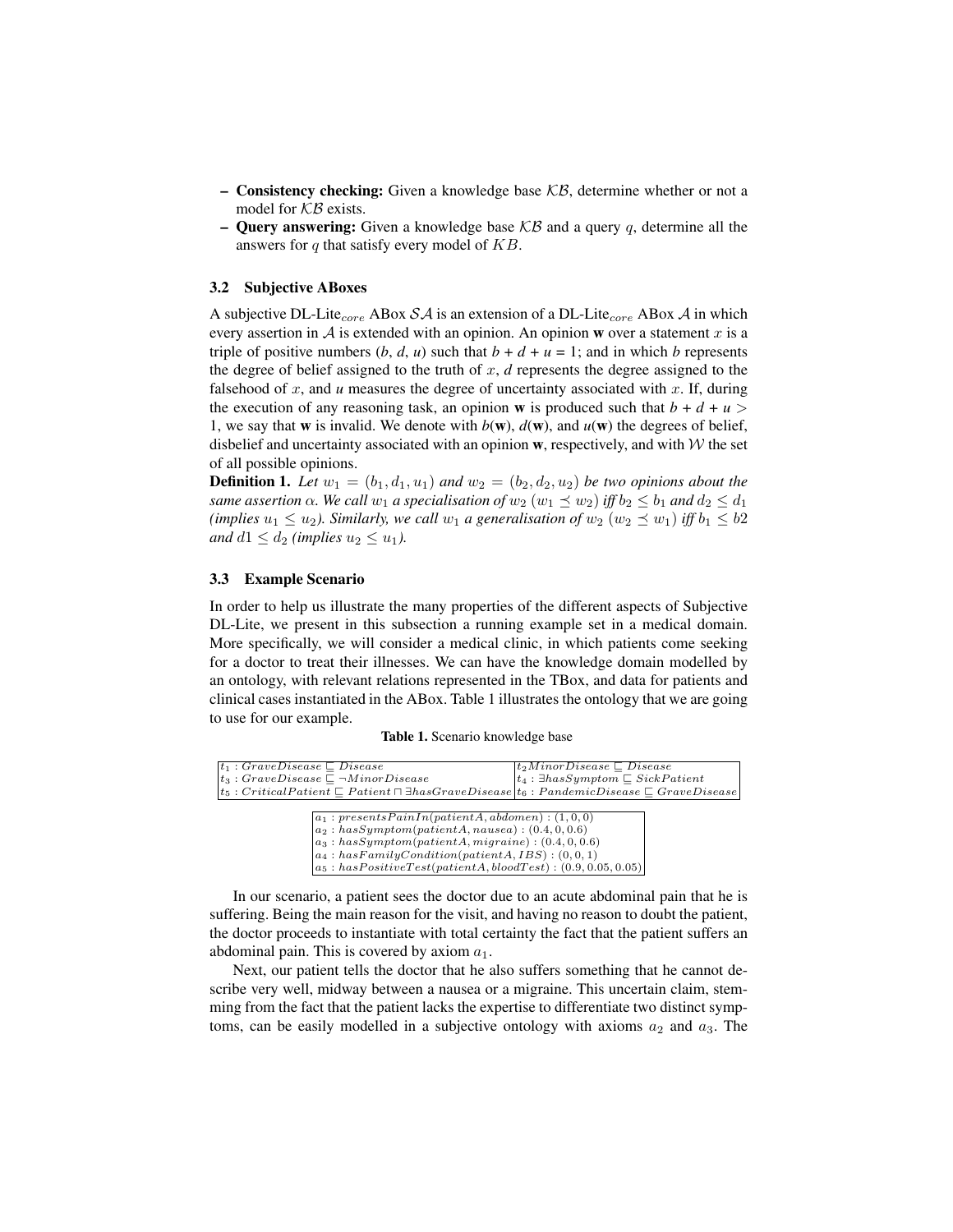- **Consistency checking:** Given a knowledge base $\mathcal{KB}$, determine whether or not a model for $\mathcal{KB}$ exists.
- **Query answering:** Given a knowledge base $\mathcal{KB}$ and a query $q$, determine all the answers for $q$ that satisfy every model of $KB$.

### 3.2 Subjective ABoxes

A subjective DL-Lite$_{core}$ ABox $\mathcal{SA}$ is an extension of a DL-Lite$_{core}$ ABox $\mathcal{A}$ in which every assertion in $\mathcal{A}$ is extended with an opinion. An opinion **w** over a statement $x$ is a triple of positive numbers (*b*, *d*, *u*) such that *b* + *d* + *u* = 1; and in which *b* represents the degree of belief assigned to the truth of $x$, *d* represents the degree assigned to the falsehood of $x$, and *u* measures the degree of uncertainty associated with $x$. If, during the execution of any reasoning task, an opinion **w** is produced such that *b* + *d* + *u* > 1, we say that **w** is invalid. We denote with *b*(**w**), *d*(**w**), and *u*(**w**) the degrees of belief, disbelief and uncertainty associated with an opinion **w**, respectively, and with $\mathcal{W}$ the set of all possible opinions.

**Definition 1.** *Let $w_1 = (b_1, d_1, u_1)$ and $w_2 = (b_2, d_2, u_2)$ be two opinions about the same assertion $\alpha$. We call $w_1$ a specialisation of $w_2$ ($w_1 \preceq w_2$) iff $b_2 \leq b_1$ and $d_2 \leq d_1$ (implies $u_1 \leq u_2$). Similarly, we call $w_1$ a generalisation of $w_2$ ($w_2 \preceq w_1$) iff $b_1 \leq b2$ and $d1 \leq d_2$ (implies $u_2 \leq u_1$).*

### 3.3 Example Scenario

In order to help us illustrate the many properties of the different aspects of Subjective DL-Lite, we present in this subsection a running example set in a medical domain. More specifically, we will consider a medical clinic, in which patients come seeking for a doctor to treat their illnesses. We can have the knowledge domain modelled by an ontology, with relevant relations represented in the TBox, and data for patients and clinical cases instantiated in the ABox. Table 1 illustrates the ontology that we are going to use for our example.

**Table 1.** Scenario knowledge base

| | |
|---|---|
| $t_1 : GraveDisease \sqsubseteq Disease$ | $t_2 MinorDisease \sqsubseteq Disease$ |
| $t_3 : GraveDisease \sqsubseteq \neg MinorDisease$ | $t_4 : \exists hasSymptom \sqsubseteq SickPatient$ |
| $t_5 : CriticalPatient \sqsubseteq Patient \sqcap \exists hasGraveDisease$ | $t_6 : PandemicDisease \sqsubseteq GraveDisease$ |

| |
|---|
| $a_1 : presentsPainIn(patientA, abdomen) : (1, 0, 0)$ |
| $a_2 : hasSymptom(patientA, nausea) : (0.4, 0, 0.6)$ |
| $a_3 : hasSymptom(patientA, migraine) : (0.4, 0, 0.6)$ |
| $a_4 : hasFamilyCondition(patientA, IBS) : (0, 0, 1)$ |
| $a_5 : hasPositiveTest(patientA, bloodTest) : (0.9, 0.05, 0.05)$ |

In our scenario, a patient sees the doctor due to an acute abdominal pain that he is suffering. Being the main reason for the visit, and having no reason to doubt the patient, the doctor proceeds to instantiate with total certainty the fact that the patient suffers an abdominal pain. This is covered by axiom $a_1$.

Next, our patient tells the doctor that he also suffers something that he cannot describe very well, midway between a nausea or a migraine. This uncertain claim, stemming from the fact that the patient lacks the expertise to differentiate two distinct symptoms, can be easily modelled in a subjective ontology with axioms $a_2$ and $a_3$. The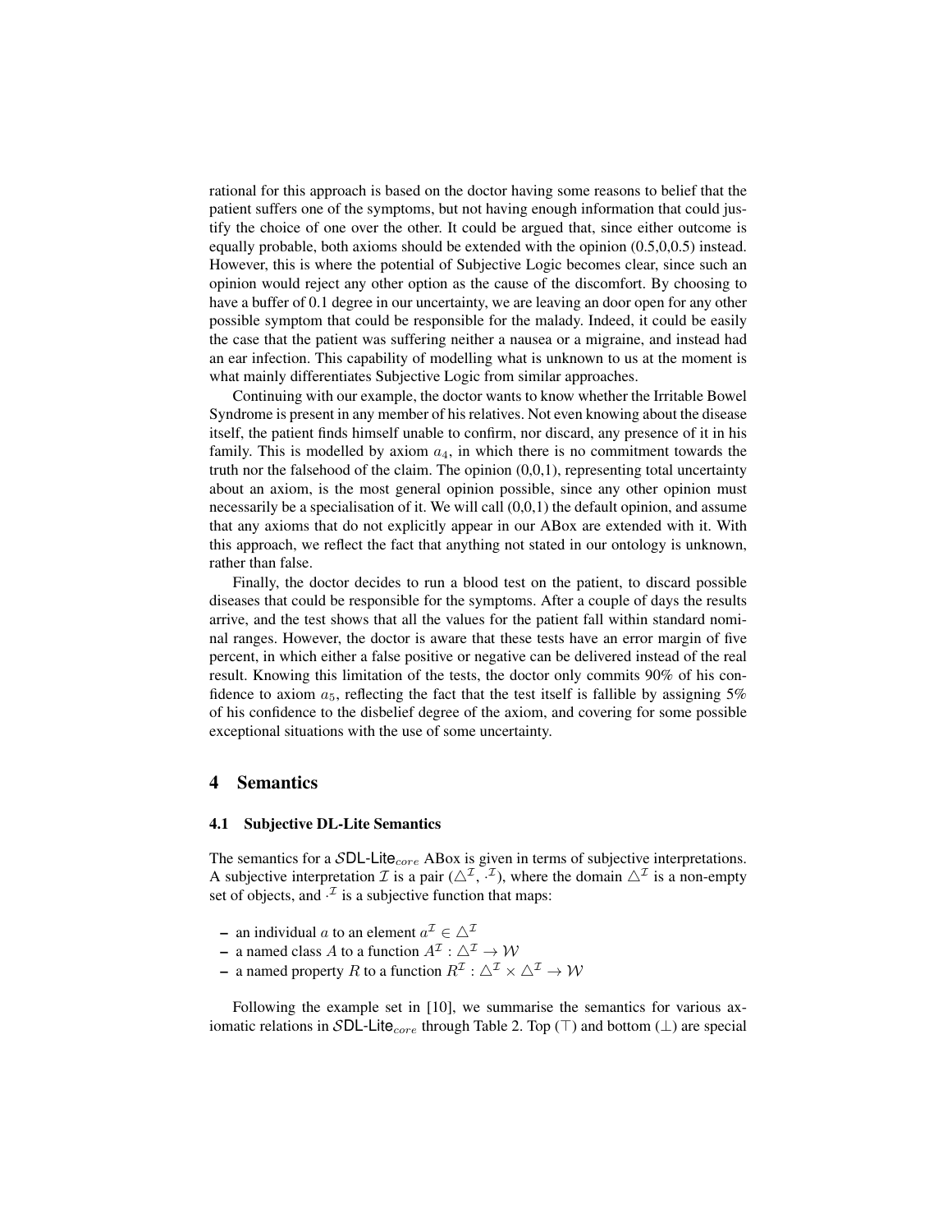rational for this approach is based on the doctor having some reasons to belief that the patient suffers one of the symptoms, but not having enough information that could justify the choice of one over the other. It could be argued that, since either outcome is equally probable, both axioms should be extended with the opinion (0.5,0,0.5) instead. However, this is where the potential of Subjective Logic becomes clear, since such an opinion would reject any other option as the cause of the discomfort. By choosing to have a buffer of 0.1 degree in our uncertainty, we are leaving an door open for any other possible symptom that could be responsible for the malady. Indeed, it could be easily the case that the patient was suffering neither a nausea or a migraine, and instead had an ear infection. This capability of modelling what is unknown to us at the moment is what mainly differentiates Subjective Logic from similar approaches.

Continuing with our example, the doctor wants to know whether the Irritable Bowel Syndrome is present in any member of his relatives. Not even knowing about the disease itself, the patient finds himself unable to confirm, nor discard, any presence of it in his family. This is modelled by axiom $a_4$, in which there is no commitment towards the truth nor the falsehood of the claim. The opinion (0,0,1), representing total uncertainty about an axiom, is the most general opinion possible, since any other opinion must necessarily be a specialisation of it. We will call (0,0,1) the default opinion, and assume that any axioms that do not explicitly appear in our ABox are extended with it. With this approach, we reflect the fact that anything not stated in our ontology is unknown, rather than false.

Finally, the doctor decides to run a blood test on the patient, to discard possible diseases that could be responsible for the symptoms. After a couple of days the results arrive, and the test shows that all the values for the patient fall within standard nominal ranges. However, the doctor is aware that these tests have an error margin of five percent, in which either a false positive or negative can be delivered instead of the real result. Knowing this limitation of the tests, the doctor only commits 90% of his confidence to axiom $a_5$, reflecting the fact that the test itself is fallible by assigning 5% of his confidence to the disbelief degree of the axiom, and covering for some possible exceptional situations with the use of some uncertainty.

# 4 Semantics

## 4.1 Subjective DL-Lite Semantics

The semantics for a $\mathcal{S}$DL-Lite$_{core}$ ABox is given in terms of subjective interpretations. A subjective interpretation $\mathcal{I}$ is a pair ($\triangle^{\mathcal{I}}$, $\cdot^{\mathcal{I}}$), where the domain $\triangle^{\mathcal{I}}$ is a non-empty set of objects, and $\cdot^{\mathcal{I}}$ is a subjective function that maps:

- an individual $a$ to an element $a^{\mathcal{I}} \in \triangle^{\mathcal{I}}$
- a named class $A$ to a function $A^{\mathcal{I}} : \triangle^{\mathcal{I}} \rightarrow \mathcal{W}$
- a named property $R$ to a function $R^{\mathcal{I}} : \triangle^{\mathcal{I}} \times \triangle^{\mathcal{I}} \rightarrow \mathcal{W}$

Following the example set in [10], we summarise the semantics for various axiomatic relations in $\mathcal{S}$DL-Lite$_{core}$ through Table 2. Top ($\top$) and bottom ($\bot$) are special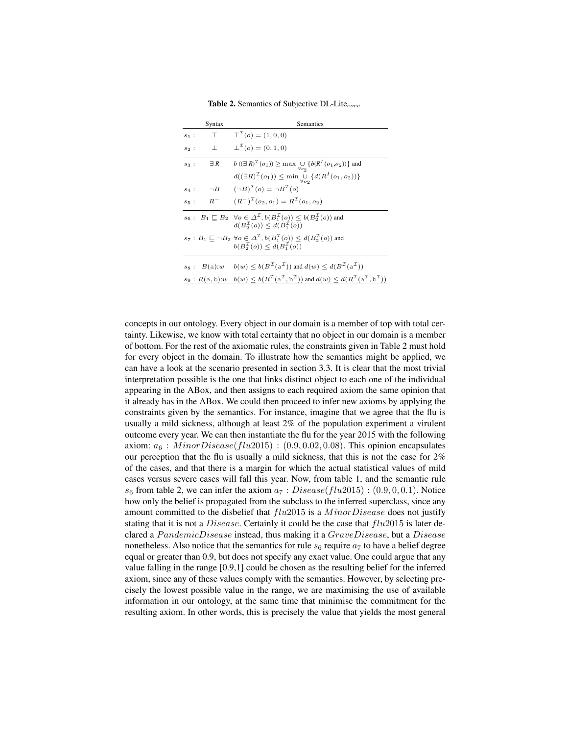**Table 2.** Semantics of Subjective DL-Lite$_{core}$

| | Syntax | Semantics |
|---|---|---|
| $s_1$ : | $\top$ | $\top^{\mathcal{I}}(o) = (1, 0, 0)$ |
| $s_2$ : | $\bot$ | $\bot^{\mathcal{I}}(o) = (0, 1, 0)$ |
| $s_3$ : | $\exists R$ | $b((\exists R)^{\mathcal{I}}(o_1)) \geq \max \bigcup_{\forall o_2} \{b(R^I(o_1, o_2))\}$ and $d((\exists R)^{\mathcal{I}}(o_1)) \leq \min \bigcup_{\forall o_2} \{d(R^I(o_1, o_2))\}$ |
| $s_4$ : | $\neg B$ | $(\neg B)^{\mathcal{I}}(o) = \neg B^{\mathcal{I}}(o)$ |
| $s_5$ : | $R^-$ | $(R^-)^{\mathcal{I}}(o_2, o_1) = R^{\mathcal{I}}(o_1, o_2)$ |
| $s_6$ : | $B_1 \sqsubseteq B_2$ | $\forall o \in \Delta^{\mathcal{I}}, b(B_1^{\mathcal{I}}(o)) \leq b(B_2^{\mathcal{I}}(o))$ and $d(B_2^{\mathcal{I}}(o)) \leq d(B_1^{\mathcal{I}}(o))$ |
| $s_7$ : | $B_1 \sqsubseteq \neg B_2$ | $\forall o \in \Delta^{\mathcal{I}}, b(B_1^{\mathcal{I}}(o)) \leq d(B_2^{\mathcal{I}}(o))$ and $b(B_2^{\mathcal{I}}(o)) \leq d(B_1^{\mathcal{I}}(o))$ |
| $s_8$ : | $B(\mathtt{a}){:}w$ | $b(w) \leq b(B^{\mathcal{I}}(\mathtt{a}^{\mathcal{I}}))$ and $d(w) \leq d(B^{\mathcal{I}}(\mathtt{a}^{\mathcal{I}}))$ |
| $s_9$ : | $R(\mathtt{a}, \mathtt{b}){:}w$ | $b(w) \leq b(R^{\mathcal{I}}(\mathtt{a}^{\mathcal{I}}, \mathtt{b}^{\mathcal{I}}))$ and $d(w) \leq d(R^{\mathcal{I}}(\mathtt{a}^{\mathcal{I}}, \mathtt{b}^{\mathcal{I}}))$ |

concepts in our ontology. Every object in our domain is a member of top with total certainty. Likewise, we know with total certainty that no object in our domain is a member of bottom. For the rest of the axiomatic rules, the constraints given in Table 2 must hold for every object in the domain. To illustrate how the semantics might be applied, we can have a look at the scenario presented in section 3.3. It is clear that the most trivial interpretation possible is the one that links distinct object to each one of the individual appearing in the ABox, and then assigns to each required axiom the same opinion that it already has in the ABox. We could then proceed to infer new axioms by applying the constraints given by the semantics. For instance, imagine that we agree that the flu is usually a mild sickness, although at least 2% of the population experiment a virulent outcome every year. We can then instantiate the flu for the year 2015 with the following axiom: $a_6 : MinorDisease(flu2015) : (0.9, 0.02, 0.08)$. This opinion encapsulates our perception that the flu is usually a mild sickness, that this is not the case for 2% of the cases, and that there is a margin for which the actual statistical values of mild cases versus severe cases will fall this year. Now, from table 1, and the semantic rule $s_6$ from table 2, we can infer the axiom $a_7 : Disease(flu2015) : (0.9, 0, 0.1)$. Notice how only the belief is propagated from the subclass to the inferred superclass, since any amount committed to the disbelief that $flu2015$ is a $MinorDisease$ does not justify stating that it is not a $Disease$. Certainly it could be the case that $flu2015$ is later declared a $PandemicDisease$ instead, thus making it a $GraveDisease$, but a $Disease$ nonetheless. Also notice that the semantics for rule $s_6$ require $a_7$ to have a belief degree equal or greater than 0.9, but does not specify any exact value. One could argue that any value falling in the range [0.9,1] could be chosen as the resulting belief for the inferred axiom, since any of these values comply with the semantics. However, by selecting precisely the lowest possible value in the range, we are maximising the use of available information in our ontology, at the same time that minimise the commitment for the resulting axiom. In other words, this is precisely the value that yields the most general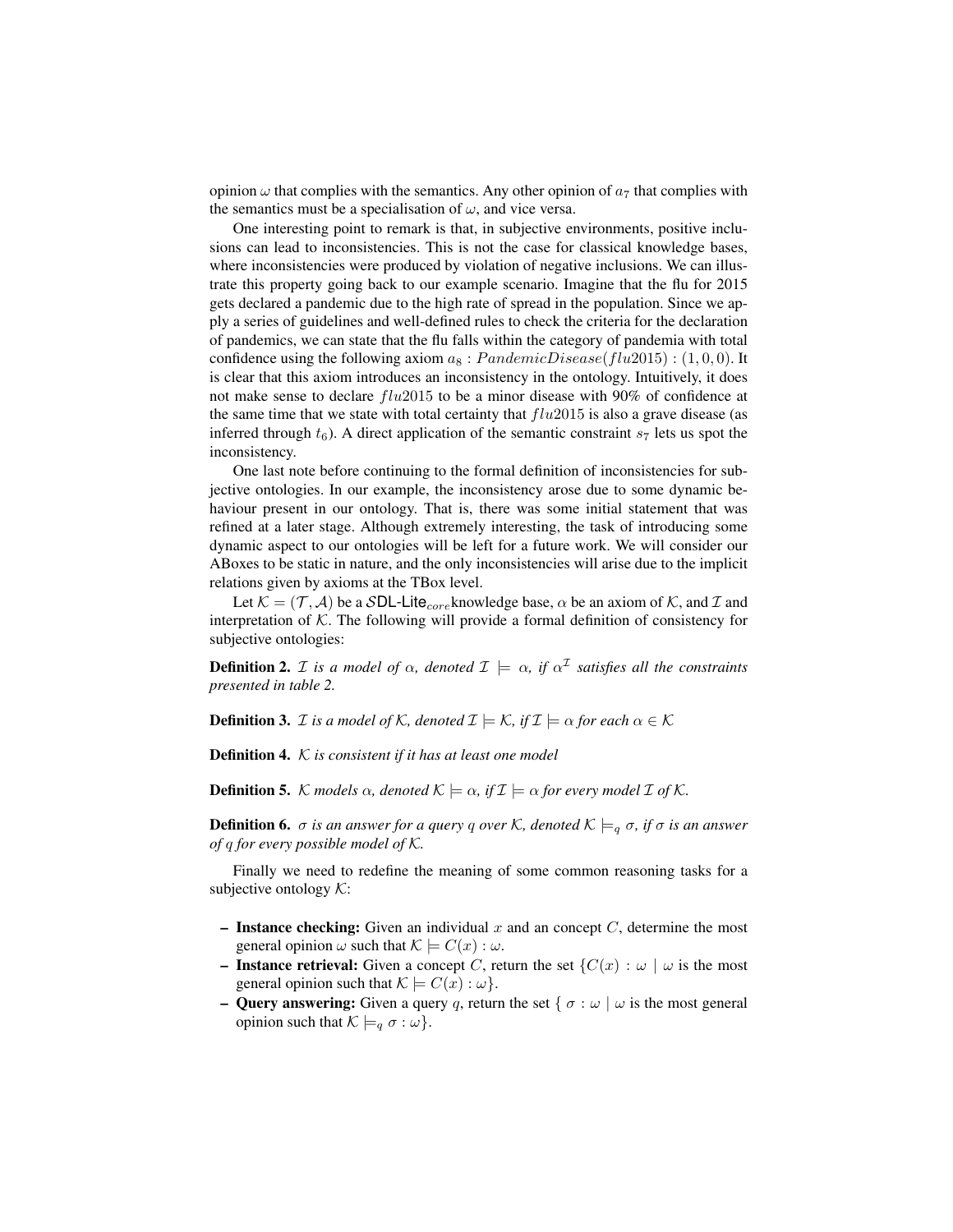opinion $\omega$ that complies with the semantics. Any other opinion of $a_7$ that complies with the semantics must be a specialisation of $\omega$, and vice versa.

One interesting point to remark is that, in subjective environments, positive inclusions can lead to inconsistencies. This is not the case for classical knowledge bases, where inconsistencies were produced by violation of negative inclusions. We can illustrate this property going back to our example scenario. Imagine that the flu for 2015 gets declared a pandemic due to the high rate of spread in the population. Since we apply a series of guidelines and well-defined rules to check the criteria for the declaration of pandemics, we can state that the flu falls within the category of pandemia with total confidence using the following axiom $a_8 : PandemicDisease(flu2015) : (1, 0, 0)$. It is clear that this axiom introduces an inconsistency in the ontology. Intuitively, it does not make sense to declare $flu2015$ to be a minor disease with 90% of confidence at the same time that we state with total certainty that $flu2015$ is also a grave disease (as inferred through $t_6$). A direct application of the semantic constraint $s_7$ lets us spot the inconsistency.

One last note before continuing to the formal definition of inconsistencies for subjective ontologies. In our example, the inconsistency arose due to some dynamic behaviour present in our ontology. That is, there was some initial statement that was refined at a later stage. Although extremely interesting, the task of introducing some dynamic aspect to our ontologies will be left for a future work. We will consider our ABoxes to be static in nature, and the only inconsistencies will arise due to the implicit relations given by axioms at the TBox level.

Let $\mathcal{K} = (\mathcal{T}, \mathcal{A})$ be a $\mathcal{S}$DL-Lite$_{core}$ knowledge base, $\alpha$ be an axiom of $\mathcal{K}$, and $\mathcal{I}$ and interpretation of $\mathcal{K}$. The following will provide a formal definition of consistency for subjective ontologies:

**Definition 2.** *$\mathcal{I}$ is a model of $\alpha$, denoted $\mathcal{I} \models \alpha$, if $\alpha^{\mathcal{I}}$ satisfies all the constraints presented in table 2.*

**Definition 3.** *$\mathcal{I}$ is a model of $\mathcal{K}$, denoted $\mathcal{I} \models \mathcal{K}$, if $\mathcal{I} \models \alpha$ for each $\alpha \in \mathcal{K}$*

**Definition 4.** *$\mathcal{K}$ is consistent if it has at least one model*

**Definition 5.** *$\mathcal{K}$ models $\alpha$, denoted $\mathcal{K} \models \alpha$, if $\mathcal{I} \models \alpha$ for every model $\mathcal{I}$ of $\mathcal{K}$.*

**Definition 6.** *$\sigma$ is an answer for a query $q$ over $\mathcal{K}$, denoted $\mathcal{K} \models_q \sigma$, if $\sigma$ is an answer of $q$ for every possible model of $\mathcal{K}$.*

Finally we need to redefine the meaning of some common reasoning tasks for a subjective ontology $\mathcal{K}$:

- **Instance checking:** Given an individual $x$ and an concept $C$, determine the most general opinion $\omega$ such that $\mathcal{K} \models C(x) : \omega$.
- **Instance retrieval:** Given a concept $C$, return the set $\{C(x) : \omega \mid \omega$ is the most general opinion such that $\mathcal{K} \models C(x) : \omega\}$.
- **Query answering:** Given a query $q$, return the set $\{ \sigma : \omega \mid \omega$ is the most general opinion such that $\mathcal{K} \models_q \sigma : \omega\}$.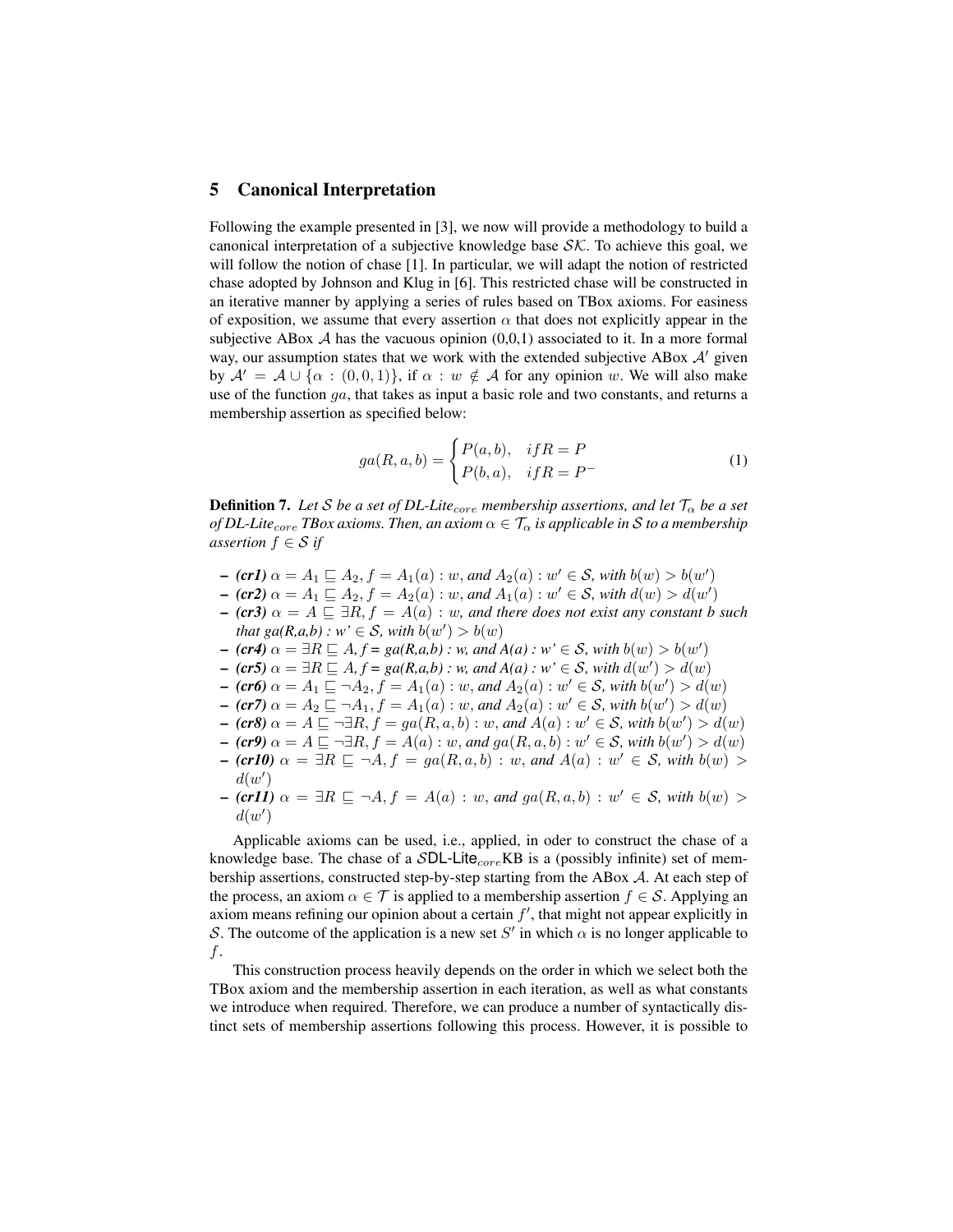## 5 Canonical Interpretation

Following the example presented in [3], we now will provide a methodology to build a canonical interpretation of a subjective knowledge base $\mathcal{SK}$. To achieve this goal, we will follow the notion of chase [1]. In particular, we will adapt the notion of restricted chase adopted by Johnson and Klug in [6]. This restricted chase will be constructed in an iterative manner by applying a series of rules based on TBox axioms. For easiness of exposition, we assume that every assertion $\alpha$ that does not explicitly appear in the subjective ABox $\mathcal{A}$ has the vacuous opinion (0,0,1) associated to it. In a more formal way, our assumption states that we work with the extended subjective ABox $\mathcal{A}'$ given by $\mathcal{A}' = \mathcal{A} \cup \{\alpha : (0,0,1)\}$, if $\alpha : w \notin \mathcal{A}$ for any opinion $w$. We will also make use of the function $ga$, that takes as input a basic role and two constants, and returns a membership assertion as specified below:

$$ga(R,a,b) = \begin{cases} P(a,b), & if R = P \\ P(b,a), & if R = P^{-} \end{cases} \tag{1}$$

**Definition 7.** *Let $\mathcal{S}$ be a set of DL-Lite$_{core}$ membership assertions, and let $\mathcal{T}_\alpha$ be a set of DL-Lite$_{core}$ TBox axioms. Then, an axiom $\alpha \in \mathcal{T}_\alpha$ is applicable in $\mathcal{S}$ to a membership assertion $f \in \mathcal{S}$ if*

- ***(cr1)*** *$\alpha = A_1 \sqsubseteq A_2$, $f = A_1(a) : w$, and $A_2(a) : w' \in \mathcal{S}$, with $b(w) > b(w')$*
- ***(cr2)*** *$\alpha = A_1 \sqsubseteq A_2$, $f = A_2(a) : w$, and $A_1(a) : w' \in \mathcal{S}$, with $d(w) > d(w')$*
- ***(cr3)*** *$\alpha = A \sqsubseteq \exists R$, $f = A(a) : w$, and there does not exist any constant $b$ such that $ga(R,a,b) : w' \in \mathcal{S}$, with $b(w') > b(w)$*
- ***(cr4)*** *$\alpha = \exists R \sqsubseteq A$, $f = ga(R,a,b) : w$, and $A(a) : w' \in \mathcal{S}$, with $b(w) > b(w')$*
- ***(cr5)*** *$\alpha = \exists R \sqsubseteq A$, $f = ga(R,a,b) : w$, and $A(a) : w' \in \mathcal{S}$, with $d(w') > d(w)$*
- ***(cr6)*** *$\alpha = A_1 \sqsubseteq \neg A_2$, $f = A_1(a) : w$, and $A_2(a) : w' \in \mathcal{S}$, with $b(w') > d(w)$*
- ***(cr7)*** *$\alpha = A_2 \sqsubseteq \neg A_1$, $f = A_1(a) : w$, and $A_2(a) : w' \in \mathcal{S}$, with $b(w') > d(w)$*
- ***(cr8)*** *$\alpha = A \sqsubseteq \neg\exists R$, $f = ga(R,a,b) : w$, and $A(a) : w' \in \mathcal{S}$, with $b(w') > d(w)$*
- ***(cr9)*** *$\alpha = A \sqsubseteq \neg\exists R$, $f = A(a) : w$, and $ga(R,a,b) : w' \in \mathcal{S}$, with $b(w') > d(w)$*
- ***(cr10)*** *$\alpha = \exists R \sqsubseteq \neg A$, $f = ga(R,a,b) : w$, and $A(a) : w' \in \mathcal{S}$, with $b(w) > d(w')$*
- ***(cr11)*** *$\alpha = \exists R \sqsubseteq \neg A$, $f = A(a) : w$, and $ga(R,a,b) : w' \in \mathcal{S}$, with $b(w) > d(w')$*

Applicable axioms can be used, i.e., applied, in oder to construct the chase of a knowledge base. The chase of a $\mathcal{S}$DL-Lite$_{core}$KB is a (possibly infinite) set of membership assertions, constructed step-by-step starting from the ABox $\mathcal{A}$. At each step of the process, an axiom $\alpha \in \mathcal{T}$ is applied to a membership assertion $f \in \mathcal{S}$. Applying an axiom means refining our opinion about a certain $f'$, that might not appear explicitly in $\mathcal{S}$. The outcome of the application is a new set $S'$ in which $\alpha$ is no longer applicable to $f$.

This construction process heavily depends on the order in which we select both the TBox axiom and the membership assertion in each iteration, as well as what constants we introduce when required. Therefore, we can produce a number of syntactically distinct sets of membership assertions following this process. However, it is possible to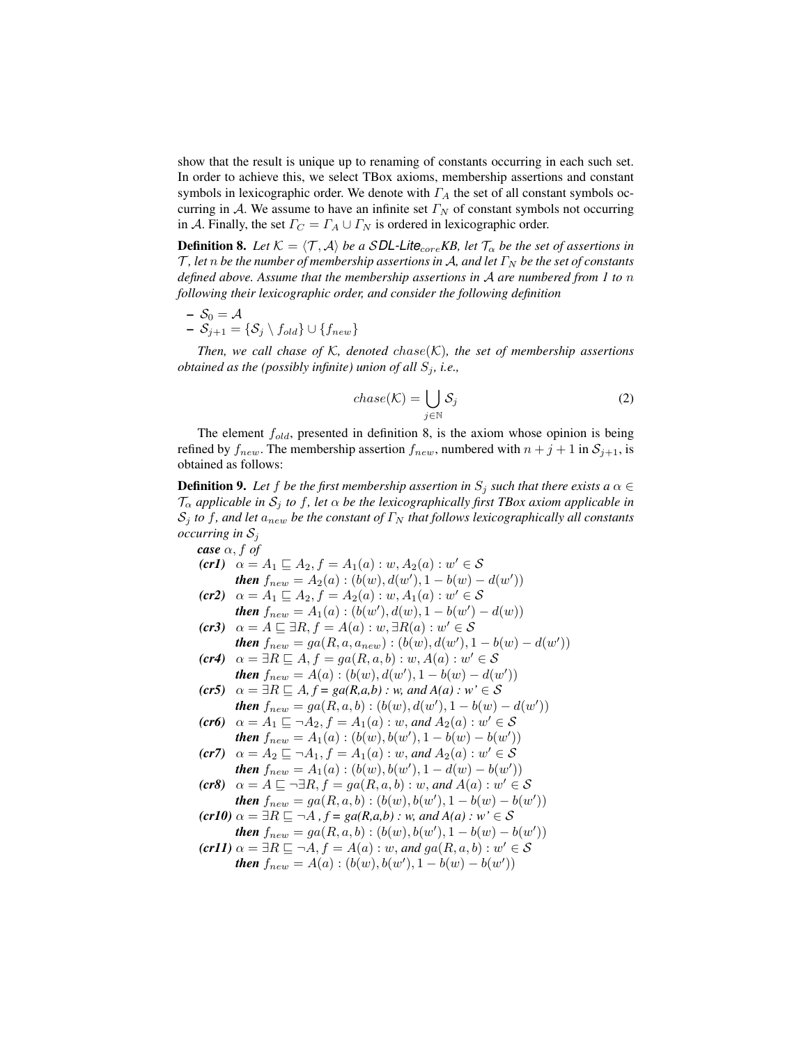show that the result is unique up to renaming of constants occurring in each such set. In order to achieve this, we select TBox axioms, membership assertions and constant symbols in lexicographic order. We denote with $\Gamma_A$ the set of all constant symbols occurring in $\mathcal{A}$. We assume to have an infinite set $\Gamma_N$ of constant symbols not occurring in $\mathcal{A}$. Finally, the set $\Gamma_C = \Gamma_A \cup \Gamma_N$ is ordered in lexicographic order.

**Definition 8.** *Let $\mathcal{K} = \langle \mathcal{T}, \mathcal{A} \rangle$ be a $\mathcal{S}$DL-Lite$_{core}$KB, let $\mathcal{T}_\alpha$ be the set of assertions in $\mathcal{T}$, let $n$ be the number of membership assertions in $\mathcal{A}$, and let $\Gamma_N$ be the set of constants defined above. Assume that the membership assertions in $\mathcal{A}$ are numbered from 1 to $n$ following their lexicographic order, and consider the following definition*

- $\mathcal{S}_0 = \mathcal{A}$
- $\mathcal{S}_{j+1} = \{\mathcal{S}_j \setminus f_{old}\} \cup \{f_{new}\}$

*Then, we call chase of $\mathcal{K}$, denoted $chase(\mathcal{K})$, the set of membership assertions obtained as the (possibly infinite) union of all $S_j$, i.e.,*

$$chase(\mathcal{K}) = \bigcup_{j \in \mathbb{N}} \mathcal{S}_j \tag{2}$$

The element $f_{old}$, presented in definition 8, is the axiom whose opinion is being refined by $f_{new}$. The membership assertion $f_{new}$, numbered with $n + j + 1$ in $\mathcal{S}_{j+1}$, is obtained as follows:

**Definition 9.** *Let $f$ be the first membership assertion in $S_j$ such that there exists a $\alpha \in \mathcal{T}_\alpha$ applicable in $\mathcal{S}_j$ to $f$, let $\alpha$ be the lexicographically first TBox axiom applicable in $\mathcal{S}_j$ to $f$, and let $a_{new}$ be the constant of $\Gamma_N$ that follows lexicographically all constants occurring in $\mathcal{S}_j$*

***case*** *$\alpha, f$* ***of***

***(cr1)*** $\alpha = A_1 \sqsubseteq A_2, f = A_1(a) : w, A_2(a) : w' \in \mathcal{S}$
***then*** $f_{new} = A_2(a) : (b(w), d(w'), 1 - b(w) - d(w'))$

***(cr2)*** $\alpha = A_1 \sqsubseteq A_2, f = A_2(a) : w, A_1(a) : w' \in \mathcal{S}$
***then*** $f_{new} = A_1(a) : (b(w'), d(w), 1 - b(w') - d(w))$

***(cr3)*** $\alpha = A \sqsubseteq \exists R, f = A(a) : w, \exists R(a) : w' \in \mathcal{S}$
***then*** $f_{new} = ga(R, a, a_{new}) : (b(w), d(w'), 1 - b(w) - d(w'))$

***(cr4)*** $\alpha = \exists R \sqsubseteq A, f = ga(R, a, b) : w, A(a) : w' \in \mathcal{S}$
***then*** $f_{new} = A(a) : (b(w), d(w'), 1 - b(w) - d(w'))$

***(cr5)*** $\alpha = \exists R \sqsubseteq A$, *f = ga(R,a,b) : w, and A(a) : w'* $\in \mathcal{S}$
***then*** $f_{new} = ga(R, a, b) : (b(w), d(w'), 1 - b(w) - d(w'))$

***(cr6)*** $\alpha = A_1 \sqsubseteq \neg A_2, f = A_1(a) : w$, *and* $A_2(a) : w' \in \mathcal{S}$
***then*** $f_{new} = A_1(a) : (b(w), b(w'), 1 - b(w) - b(w'))$

***(cr7)*** $\alpha = A_2 \sqsubseteq \neg A_1, f = A_1(a) : w$, *and* $A_2(a) : w' \in \mathcal{S}$
***then*** $f_{new} = A_1(a) : (b(w), b(w'), 1 - d(w) - b(w'))$

***(cr8)*** $\alpha = A \sqsubseteq \neg \exists R, f = ga(R, a, b) : w$, *and* $A(a) : w' \in \mathcal{S}$
***then*** $f_{new} = ga(R, a, b) : (b(w), b(w'), 1 - b(w) - b(w'))$

***(cr10)*** $\alpha = \exists R \sqsubseteq \neg A$ *, f = ga(R,a,b) : w, and A(a) : w'* $\in \mathcal{S}$
***then*** $f_{new} = ga(R, a, b) : (b(w), b(w'), 1 - b(w) - b(w'))$

***(cr11)*** $\alpha = \exists R \sqsubseteq \neg A, f = A(a) : w$, *and* $ga(R, a, b) : w' \in \mathcal{S}$
***then*** $f_{new} = A(a) : (b(w), b(w'), 1 - b(w) - b(w'))$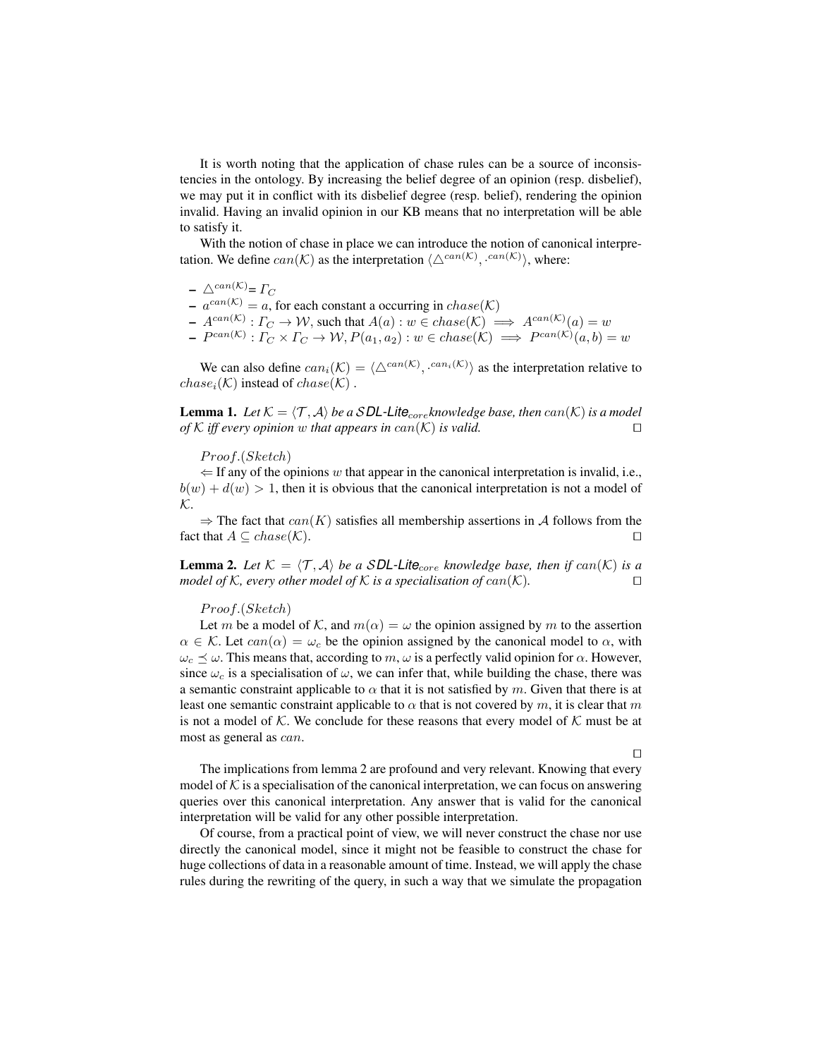It is worth noting that the application of chase rules can be a source of inconsistencies in the ontology. By increasing the belief degree of an opinion (resp. disbelief), we may put it in conflict with its disbelief degree (resp. belief), rendering the opinion invalid. Having an invalid opinion in our KB means that no interpretation will be able to satisfy it.

With the notion of chase in place we can introduce the notion of canonical interpretation. We define $can(\mathcal{K})$ as the interpretation $\langle \triangle^{can(\mathcal{K})}, \cdot^{can(\mathcal{K})} \rangle$, where:

- $\triangle^{can(\mathcal{K})} = \Gamma_C$
- $a^{can(\mathcal{K})} = a$, for each constant a occurring in $chase(\mathcal{K})$
- $A^{can(\mathcal{K})} : \Gamma_C \rightarrow \mathcal{W}$, such that $A(a) : w \in chase(\mathcal{K}) \implies A^{can(\mathcal{K})}(a) = w$
- $P^{can(\mathcal{K})} : \Gamma_C \times \Gamma_C \rightarrow \mathcal{W}, P(a_1, a_2) : w \in chase(\mathcal{K}) \implies P^{can(\mathcal{K})}(a, b) = w$

We can also define $can_i(\mathcal{K}) = \langle \triangle^{can(\mathcal{K})}, \cdot^{can_i(\mathcal{K})} \rangle$ as the interpretation relative to $chase_i(\mathcal{K})$ instead of $chase(\mathcal{K})$ .

**Lemma 1.** *Let $\mathcal{K} = \langle \mathcal{T}, \mathcal{A} \rangle$ be a $\mathcal{S}$DL-Lite$_{core}$knowledge base, then $can(\mathcal{K})$ is a model of $\mathcal{K}$ iff every opinion $w$ that appears in $can(\mathcal{K})$ is valid.* □

*Proof.(Sketch)*

$\Leftarrow$ If any of the opinions $w$ that appear in the canonical interpretation is invalid, i.e., $b(w) + d(w) > 1$, then it is obvious that the canonical interpretation is not a model of $\mathcal{K}$.

$\Rightarrow$ The fact that $can(K)$ satisfies all membership assertions in $\mathcal{A}$ follows from the fact that $A \subseteq chase(\mathcal{K})$. □

**Lemma 2.** *Let $\mathcal{K} = \langle \mathcal{T}, \mathcal{A} \rangle$ be a $\mathcal{S}$DL-Lite$_{core}$ knowledge base, then if $can(\mathcal{K})$ is a model of $\mathcal{K}$, every other model of $\mathcal{K}$ is a specialisation of $can(\mathcal{K})$.* □

*Proof.(Sketch)*

Let $m$ be a model of $\mathcal{K}$, and $m(\alpha) = \omega$ the opinion assigned by $m$ to the assertion $\alpha \in \mathcal{K}$. Let $can(\alpha) = \omega_c$ be the opinion assigned by the canonical model to $\alpha$, with $\omega_c \preceq \omega$. This means that, according to $m$, $\omega$ is a perfectly valid opinion for $\alpha$. However, since $\omega_c$ is a specialisation of $\omega$, we can infer that, while building the chase, there was a semantic constraint applicable to $\alpha$ that it is not satisfied by $m$. Given that there is at least one semantic constraint applicable to $\alpha$ that is not covered by $m$, it is clear that $m$ is not a model of $\mathcal{K}$. We conclude for these reasons that every model of $\mathcal{K}$ must be at most as general as $can$.

□

The implications from lemma 2 are profound and very relevant. Knowing that every model of $\mathcal{K}$ is a specialisation of the canonical interpretation, we can focus on answering queries over this canonical interpretation. Any answer that is valid for the canonical interpretation will be valid for any other possible interpretation.

Of course, from a practical point of view, we will never construct the chase nor use directly the canonical model, since it might not be feasible to construct the chase for huge collections of data in a reasonable amount of time. Instead, we will apply the chase rules during the rewriting of the query, in such a way that we simulate the propagation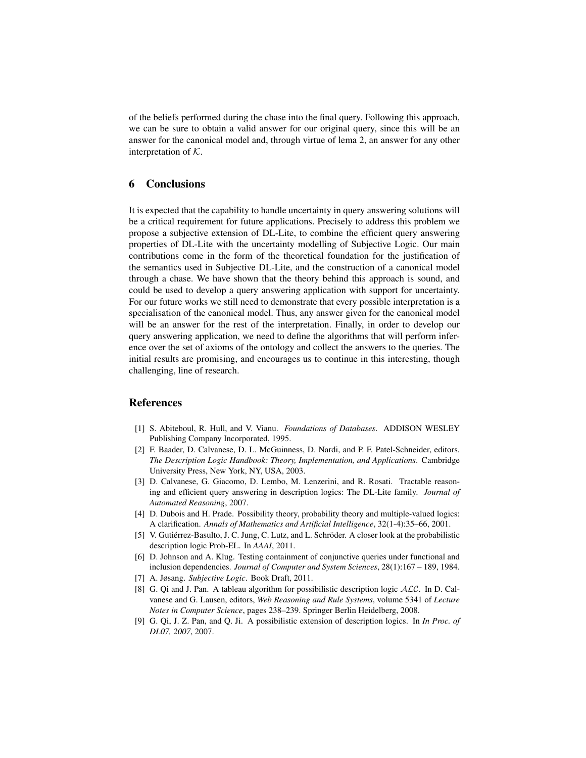of the beliefs performed during the chase into the final query. Following this approach, we can be sure to obtain a valid answer for our original query, since this will be an answer for the canonical model and, through virtue of lema 2, an answer for any other interpretation of $\mathcal{K}$.

## 6 Conclusions

It is expected that the capability to handle uncertainty in query answering solutions will be a critical requirement for future applications. Precisely to address this problem we propose a subjective extension of DL-Lite, to combine the efficient query answering properties of DL-Lite with the uncertainty modelling of Subjective Logic. Our main contributions come in the form of the theoretical foundation for the justification of the semantics used in Subjective DL-Lite, and the construction of a canonical model through a chase. We have shown that the theory behind this approach is sound, and could be used to develop a query answering application with support for uncertainty. For our future works we still need to demonstrate that every possible interpretation is a specialisation of the canonical model. Thus, any answer given for the canonical model will be an answer for the rest of the interpretation. Finally, in order to develop our query answering application, we need to define the algorithms that will perform inference over the set of axioms of the ontology and collect the answers to the queries. The initial results are promising, and encourages us to continue in this interesting, though challenging, line of research.

## References

[1] S. Abiteboul, R. Hull, and V. Vianu. *Foundations of Databases*. ADDISON WESLEY Publishing Company Incorporated, 1995.

[2] F. Baader, D. Calvanese, D. L. McGuinness, D. Nardi, and P. F. Patel-Schneider, editors. *The Description Logic Handbook: Theory, Implementation, and Applications*. Cambridge University Press, New York, NY, USA, 2003.

[3] D. Calvanese, G. Giacomo, D. Lembo, M. Lenzerini, and R. Rosati. Tractable reasoning and efficient query answering in description logics: The DL-Lite family. *Journal of Automated Reasoning*, 2007.

[4] D. Dubois and H. Prade. Possibility theory, probability theory and multiple-valued logics: A clarification. *Annals of Mathematics and Artificial Intelligence*, 32(1-4):35–66, 2001.

[5] V. Gutiérrez-Basulto, J. C. Jung, C. Lutz, and L. Schröder. A closer look at the probabilistic description logic Prob-EL. In *AAAI*, 2011.

[6] D. Johnson and A. Klug. Testing containment of conjunctive queries under functional and inclusion dependencies. *Journal of Computer and System Sciences*, 28(1):167 – 189, 1984.

[7] A. Jøsang. *Subjective Logic*. Book Draft, 2011.

[8] G. Qi and J. Pan. A tableau algorithm for possibilistic description logic $\mathcal{ALC}$. In D. Calvanese and G. Lausen, editors, *Web Reasoning and Rule Systems*, volume 5341 of *Lecture Notes in Computer Science*, pages 238–239. Springer Berlin Heidelberg, 2008.

[9] G. Qi, J. Z. Pan, and Q. Ji. A possibilistic extension of description logics. In *In Proc. of DL07, 2007*, 2007.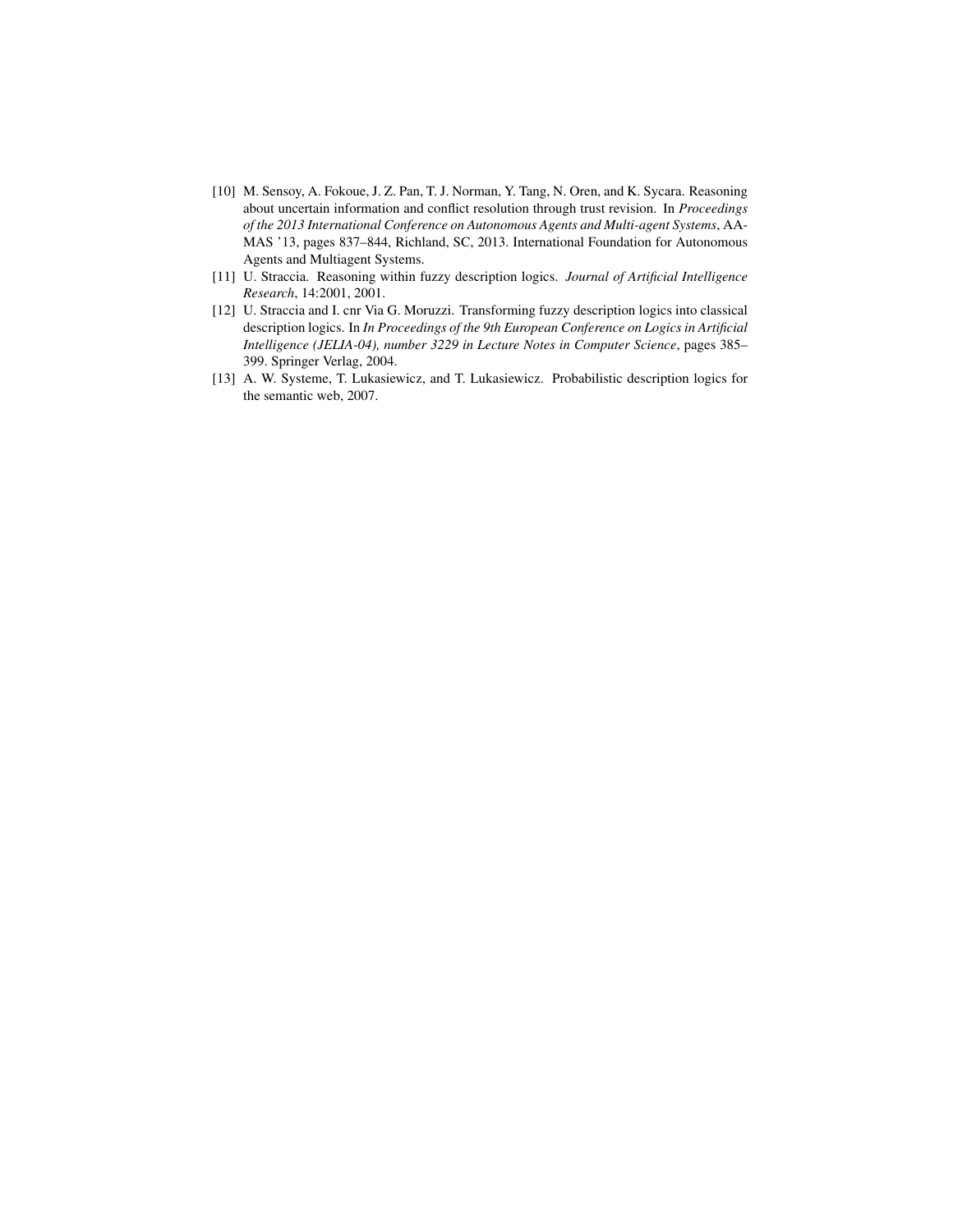[10] M. Sensoy, A. Fokoue, J. Z. Pan, T. J. Norman, Y. Tang, N. Oren, and K. Sycara. Reasoning about uncertain information and conflict resolution through trust revision. In *Proceedings of the 2013 International Conference on Autonomous Agents and Multi-agent Systems*, AAMAS '13, pages 837–844, Richland, SC, 2013. International Foundation for Autonomous Agents and Multiagent Systems.

[11] U. Straccia. Reasoning within fuzzy description logics. *Journal of Artificial Intelligence Research*, 14:2001, 2001.

[12] U. Straccia and I. cnr Via G. Moruzzi. Transforming fuzzy description logics into classical description logics. In *In Proceedings of the 9th European Conference on Logics in Artificial Intelligence (JELIA-04), number 3229 in Lecture Notes in Computer Science*, pages 385–399. Springer Verlag, 2004.

[13] A. W. Systeme, T. Lukasiewicz, and T. Lukasiewicz. Probabilistic description logics for the semantic web, 2007.